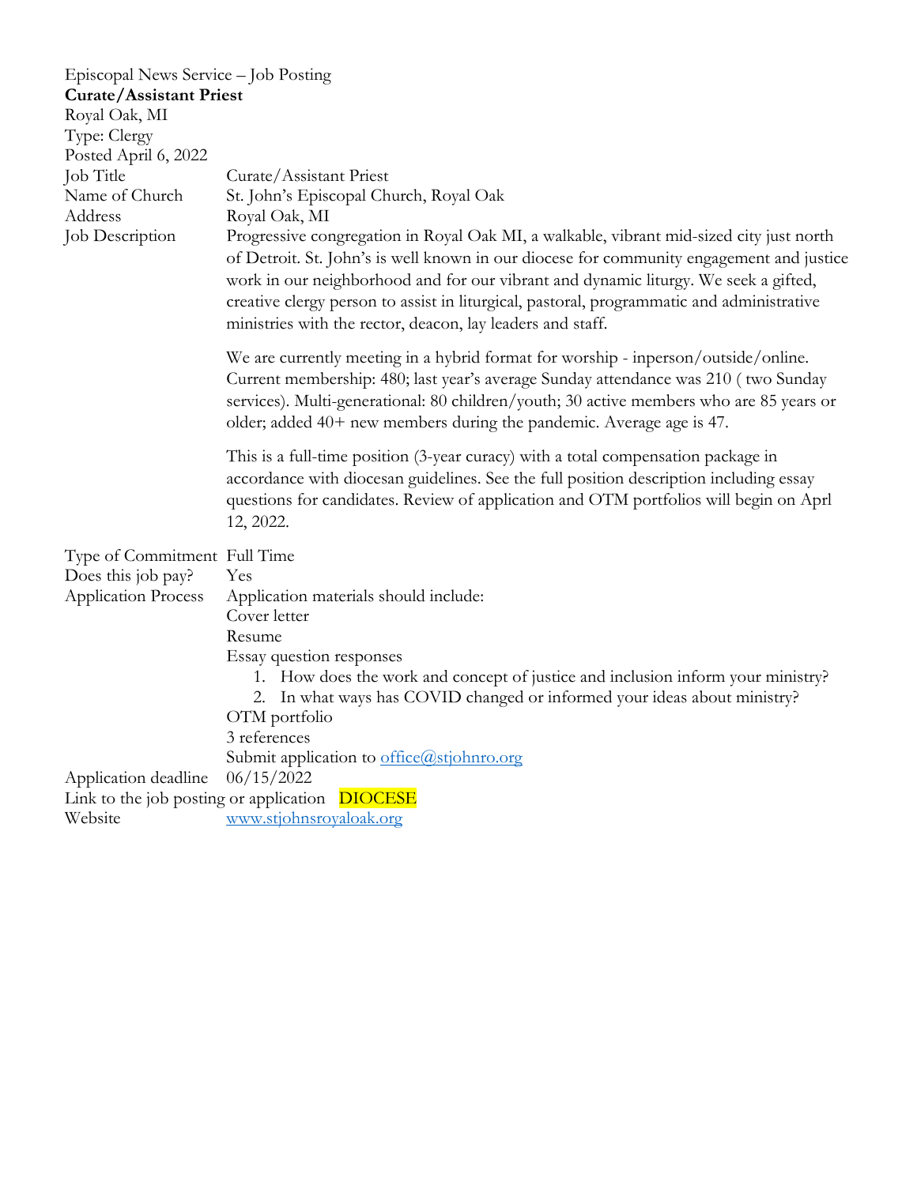Episcopal News Service – Job Posting

**Curate/Assistant Priest**

Royal Oak, MI

Type: Clergy

Posted April 6, 2022

| | |
|---|---|
| Job Title | Curate/Assistant Priest |
| Name of Church | St. John's Episcopal Church, Royal Oak |
| Address | Royal Oak, MI |
| Job Description | Progressive congregation in Royal Oak MI, a walkable, vibrant mid-sized city just north of Detroit. St. John's is well known in our diocese for community engagement and justice work in our neighborhood and for our vibrant and dynamic liturgy. We seek a gifted, creative clergy person to assist in liturgical, pastoral, programmatic and administrative ministries with the rector, deacon, lay leaders and staff.<br><br>We are currently meeting in a hybrid format for worship - inperson/outside/online. Current membership: 480; last year's average Sunday attendance was 210 ( two Sunday services). Multi-generational: 80 children/youth; 30 active members who are 85 years or older; added 40+ new members during the pandemic. Average age is 47.<br><br>This is a full-time position (3-year curacy) with a total compensation package in accordance with diocesan guidelines. See the full position description including essay questions for candidates. Review of application and OTM portfolios will begin on Aprl 12, 2022. |
| Type of Commitment | Full Time |
| Does this job pay? | Yes |
| Application Process | Application materials should include:<br>Cover letter<br>Resume<br>Essay question responses<br>1. How does the work and concept of justice and inclusion inform your ministry?<br>2. In what ways has COVID changed or informed your ideas about ministry?<br>OTM portfolio<br>3 references<br>Submit application to office@stjohnro.org |
| Application deadline | 06/15/2022 |
| Link to the job posting or application | DIOCESE |
| Website | www.stjohnsroyaloak.org |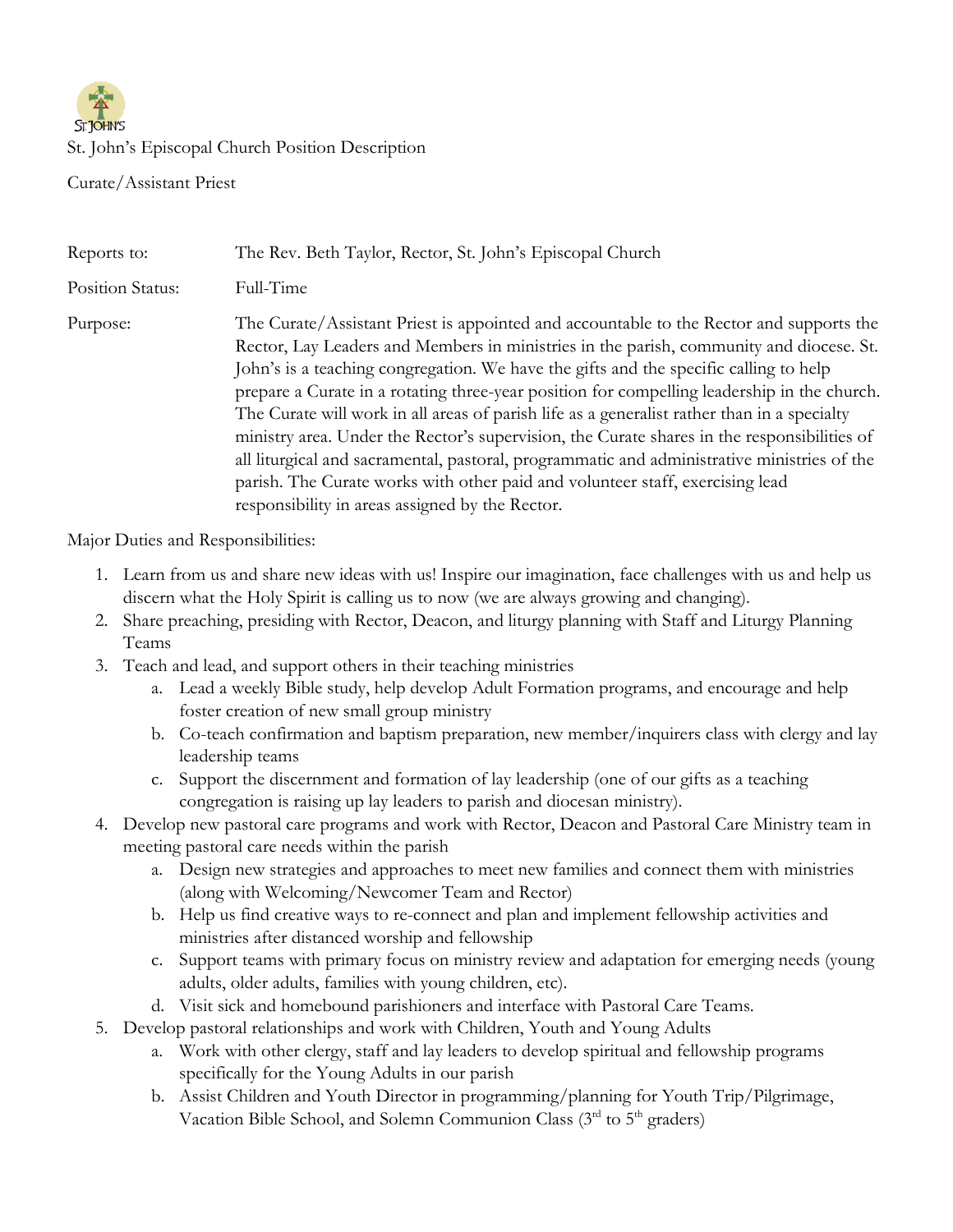St. John's Episcopal Church Position Description

Curate/Assistant Priest

| | |
|---|---|
| Reports to: | The Rev. Beth Taylor, Rector, St. John's Episcopal Church |
| Position Status: | Full-Time |
| Purpose: | The Curate/Assistant Priest is appointed and accountable to the Rector and supports the Rector, Lay Leaders and Members in ministries in the parish, community and diocese. St. John's is a teaching congregation. We have the gifts and the specific calling to help prepare a Curate in a rotating three-year position for compelling leadership in the church. The Curate will work in all areas of parish life as a generalist rather than in a specialty ministry area. Under the Rector's supervision, the Curate shares in the responsibilities of all liturgical and sacramental, pastoral, programmatic and administrative ministries of the parish. The Curate works with other paid and volunteer staff, exercising lead responsibility in areas assigned by the Rector. |

Major Duties and Responsibilities:

1. Learn from us and share new ideas with us! Inspire our imagination, face challenges with us and help us discern what the Holy Spirit is calling us to now (we are always growing and changing).
2. Share preaching, presiding with Rector, Deacon, and liturgy planning with Staff and Liturgy Planning Teams
3. Teach and lead, and support others in their teaching ministries
   a. Lead a weekly Bible study, help develop Adult Formation programs, and encourage and help foster creation of new small group ministry
   b. Co-teach confirmation and baptism preparation, new member/inquirers class with clergy and lay leadership teams
   c. Support the discernment and formation of lay leadership (one of our gifts as a teaching congregation is raising up lay leaders to parish and diocesan ministry).
4. Develop new pastoral care programs and work with Rector, Deacon and Pastoral Care Ministry team in meeting pastoral care needs within the parish
   a. Design new strategies and approaches to meet new families and connect them with ministries (along with Welcoming/Newcomer Team and Rector)
   b. Help us find creative ways to re-connect and plan and implement fellowship activities and ministries after distanced worship and fellowship
   c. Support teams with primary focus on ministry review and adaptation for emerging needs (young adults, older adults, families with young children, etc).
   d. Visit sick and homebound parishioners and interface with Pastoral Care Teams.
5. Develop pastoral relationships and work with Children, Youth and Young Adults
   a. Work with other clergy, staff and lay leaders to develop spiritual and fellowship programs specifically for the Young Adults in our parish
   b. Assist Children and Youth Director in programming/planning for Youth Trip/Pilgrimage, Vacation Bible School, and Solemn Communion Class (3rd to 5th graders)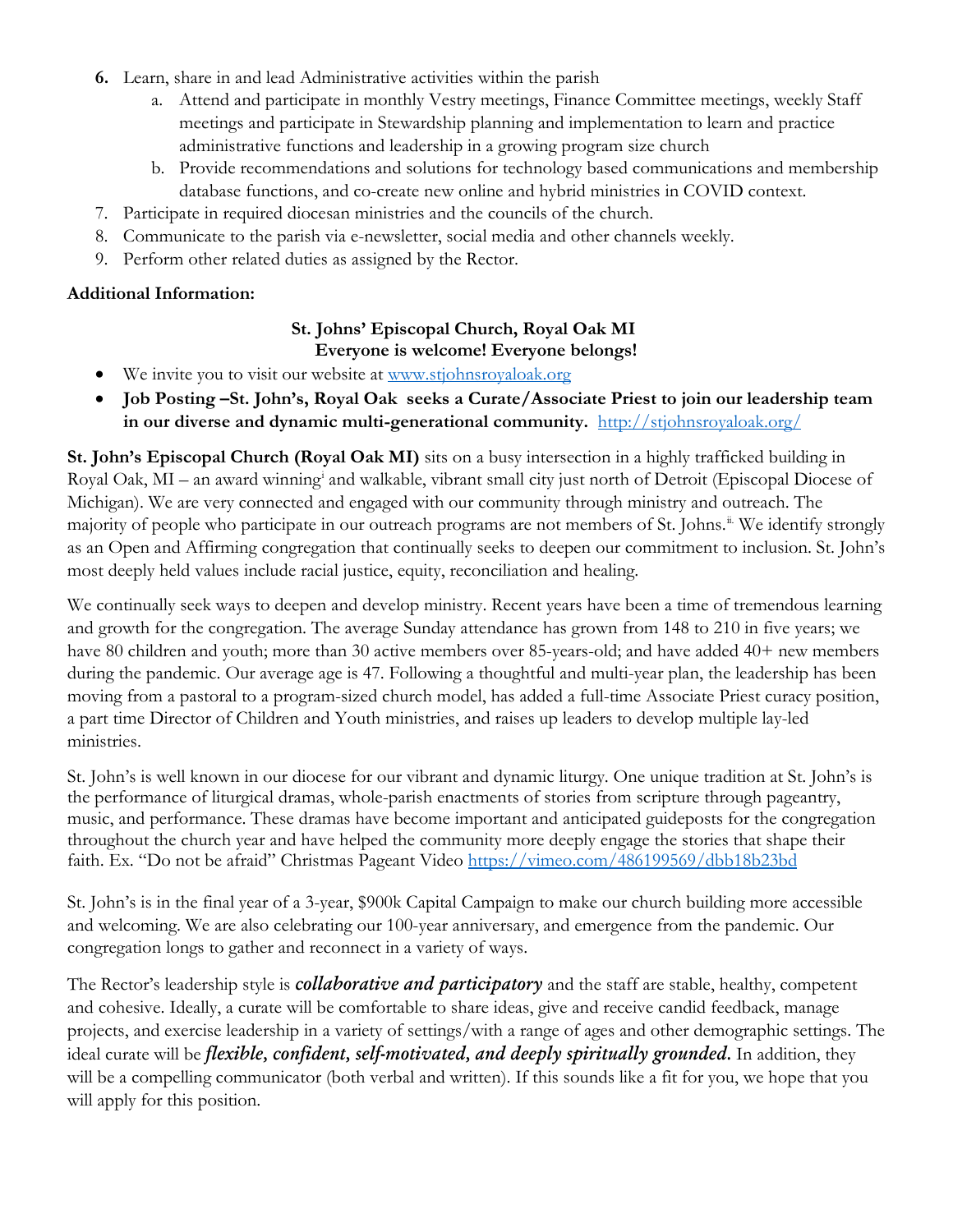6. Learn, share in and lead Administrative activities within the parish
   a. Attend and participate in monthly Vestry meetings, Finance Committee meetings, weekly Staff meetings and participate in Stewardship planning and implementation to learn and practice administrative functions and leadership in a growing program size church
   b. Provide recommendations and solutions for technology based communications and membership database functions, and co-create new online and hybrid ministries in COVID context.
7. Participate in required diocesan ministries and the councils of the church.
8. Communicate to the parish via e-newsletter, social media and other channels weekly.
9. Perform other related duties as assigned by the Rector.

**Additional Information:**

**St. Johns' Episcopal Church, Royal Oak MI**
**Everyone is welcome! Everyone belongs!**

- We invite you to visit our website at [www.stjohnsroyaloak.org](www.stjohnsroyaloak.org)
- **Job Posting –St. John's, Royal Oak seeks a Curate/Associate Priest to join our leadership team in our diverse and dynamic multi-generational community.** [http://stjohnsroyaloak.org/](http://stjohnsroyaloak.org/)

**St. John's Episcopal Church (Royal Oak MI)** sits on a busy intersection in a highly trafficked building in Royal Oak, MI – an award winning[i] and walkable, vibrant small city just north of Detroit (Episcopal Diocese of Michigan). We are very connected and engaged with our community through ministry and outreach. The majority of people who participate in our outreach programs are not members of St. Johns.[ii] We identify strongly as an Open and Affirming congregation that continually seeks to deepen our commitment to inclusion. St. John's most deeply held values include racial justice, equity, reconciliation and healing.

We continually seek ways to deepen and develop ministry. Recent years have been a time of tremendous learning and growth for the congregation. The average Sunday attendance has grown from 148 to 210 in five years; we have 80 children and youth; more than 30 active members over 85-years-old; and have added 40+ new members during the pandemic. Our average age is 47. Following a thoughtful and multi-year plan, the leadership has been moving from a pastoral to a program-sized church model, has added a full-time Associate Priest curacy position, a part time Director of Children and Youth ministries, and raises up leaders to develop multiple lay-led ministries.

St. John's is well known in our diocese for our vibrant and dynamic liturgy. One unique tradition at St. John's is the performance of liturgical dramas, whole-parish enactments of stories from scripture through pageantry, music, and performance. These dramas have become important and anticipated guideposts for the congregation throughout the church year and have helped the community more deeply engage the stories that shape their faith. Ex. "Do not be afraid" Christmas Pageant Video [https://vimeo.com/486199569/dbb18b23bd](https://vimeo.com/486199569/dbb18b23bd)

St. John's is in the final year of a 3-year, $900k Capital Campaign to make our church building more accessible and welcoming. We are also celebrating our 100-year anniversary, and emergence from the pandemic. Our congregation longs to gather and reconnect in a variety of ways.

The Rector's leadership style is ***collaborative and participatory*** and the staff are stable, healthy, competent and cohesive. Ideally, a curate will be comfortable to share ideas, give and receive candid feedback, manage projects, and exercise leadership in a variety of settings/with a range of ages and other demographic settings. The ideal curate will be ***flexible, confident, self-motivated, and deeply spiritually grounded.*** In addition, they will be a compelling communicator (both verbal and written). If this sounds like a fit for you, we hope that you will apply for this position.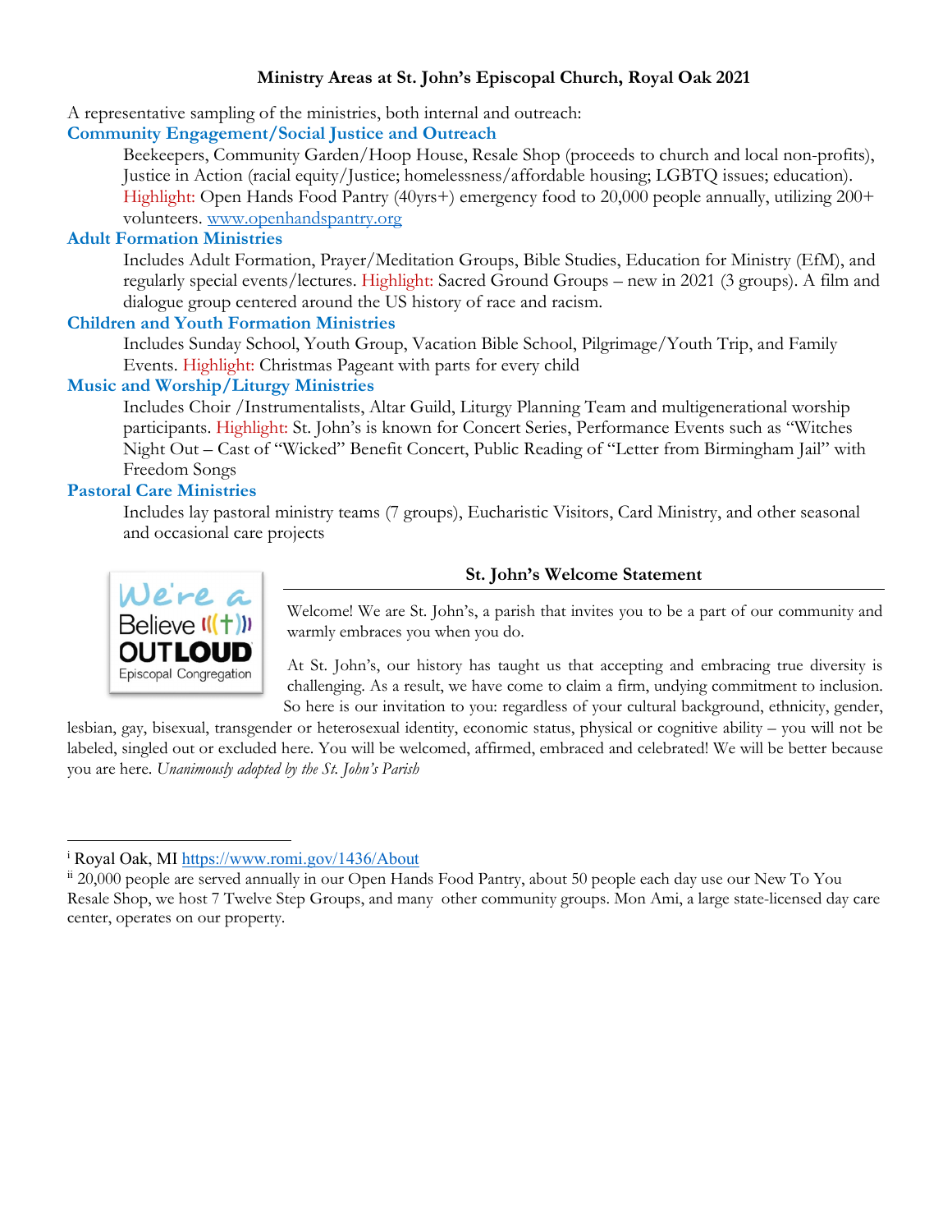**Ministry Areas at St. John's Episcopal Church, Royal Oak 2021**

A representative sampling of the ministries, both internal and outreach:

**Community Engagement/Social Justice and Outreach**

Beekeepers, Community Garden/Hoop House, Resale Shop (proceeds to church and local non-profits), Justice in Action (racial equity/Justice; homelessness/affordable housing; LGBTQ issues; education). Highlight: Open Hands Food Pantry (40yrs+) emergency food to 20,000 people annually, utilizing 200+ volunteers. www.openhandspantry.org

**Adult Formation Ministries**

Includes Adult Formation, Prayer/Meditation Groups, Bible Studies, Education for Ministry (EfM), and regularly special events/lectures. Highlight: Sacred Ground Groups – new in 2021 (3 groups). A film and dialogue group centered around the US history of race and racism.

**Children and Youth Formation Ministries**

Includes Sunday School, Youth Group, Vacation Bible School, Pilgrimage/Youth Trip, and Family Events. Highlight: Christmas Pageant with parts for every child

**Music and Worship/Liturgy Ministries**

Includes Choir /Instrumentalists, Altar Guild, Liturgy Planning Team and multigenerational worship participants. Highlight: St. John's is known for Concert Series, Performance Events such as "Witches Night Out – Cast of "Wicked" Benefit Concert, Public Reading of "Letter from Birmingham Jail" with Freedom Songs

**Pastoral Care Ministries**

Includes lay pastoral ministry teams (7 groups), Eucharistic Visitors, Card Ministry, and other seasonal and occasional care projects

We're a Believe OUTLOUD Episcopal Congregation

**St. John's Welcome Statement**

Welcome! We are St. John's, a parish that invites you to be a part of our community and warmly embraces you when you do.

At St. John's, our history has taught us that accepting and embracing true diversity is challenging. As a result, we have come to claim a firm, undying commitment to inclusion. So here is our invitation to you: regardless of your cultural background, ethnicity, gender, lesbian, gay, bisexual, transgender or heterosexual identity, economic status, physical or cognitive ability – you will not be labeled, singled out or excluded here. You will be welcomed, affirmed, embraced and celebrated! We will be better because you are here. *Unanimously adopted by the St. John's Parish*

---

[i] Royal Oak, MI https://www.romi.gov/1436/About

[ii] 20,000 people are served annually in our Open Hands Food Pantry, about 50 people each day use our New To You Resale Shop, we host 7 Twelve Step Groups, and many other community groups. Mon Ami, a large state-licensed day care center, operates on our property.